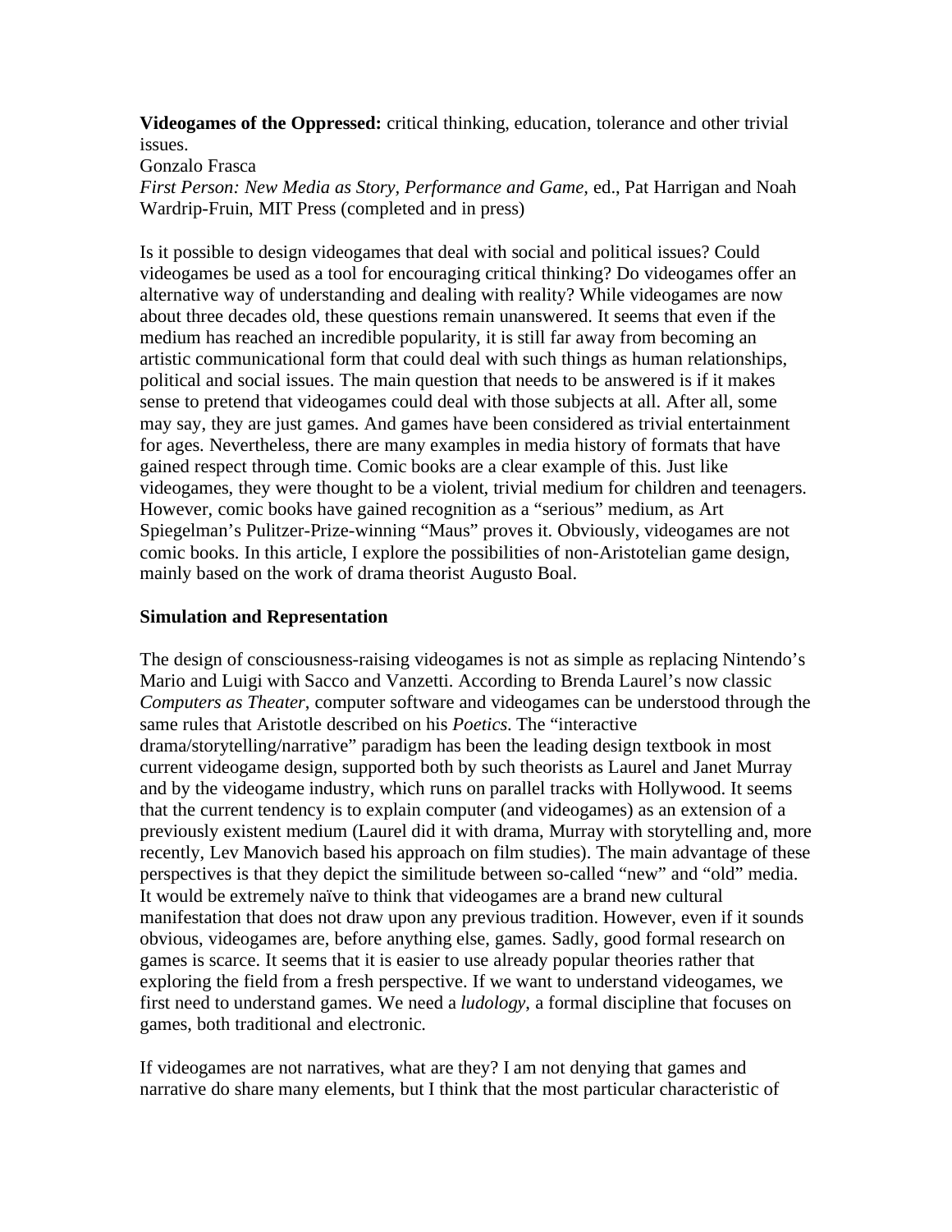**Videogames of the Oppressed:** critical thinking, education, tolerance and other trivial issues.
Gonzalo Frasca
*First Person: New Media as Story, Performance and Game*, ed., Pat Harrigan and Noah Wardrip-Fruin, MIT Press (completed and in press)

Is it possible to design videogames that deal with social and political issues? Could videogames be used as a tool for encouraging critical thinking? Do videogames offer an alternative way of understanding and dealing with reality? While videogames are now about three decades old, these questions remain unanswered. It seems that even if the medium has reached an incredible popularity, it is still far away from becoming an artistic communicational form that could deal with such things as human relationships, political and social issues. The main question that needs to be answered is if it makes sense to pretend that videogames could deal with those subjects at all. After all, some may say, they are just games. And games have been considered as trivial entertainment for ages. Nevertheless, there are many examples in media history of formats that have gained respect through time. Comic books are a clear example of this. Just like videogames, they were thought to be a violent, trivial medium for children and teenagers. However, comic books have gained recognition as a "serious" medium, as Art Spiegelman's Pulitzer-Prize-winning "Maus" proves it. Obviously, videogames are not comic books. In this article, I explore the possibilities of non-Aristotelian game design, mainly based on the work of drama theorist Augusto Boal.

## Simulation and Representation

The design of consciousness-raising videogames is not as simple as replacing Nintendo's Mario and Luigi with Sacco and Vanzetti. According to Brenda Laurel's now classic *Computers as Theater*, computer software and videogames can be understood through the same rules that Aristotle described on his *Poetics*. The "interactive drama/storytelling/narrative" paradigm has been the leading design textbook in most current videogame design, supported both by such theorists as Laurel and Janet Murray and by the videogame industry, which runs on parallel tracks with Hollywood. It seems that the current tendency is to explain computer (and videogames) as an extension of a previously existent medium (Laurel did it with drama, Murray with storytelling and, more recently, Lev Manovich based his approach on film studies). The main advantage of these perspectives is that they depict the similitude between so-called "new" and "old" media. It would be extremely naïve to think that videogames are a brand new cultural manifestation that does not draw upon any previous tradition. However, even if it sounds obvious, videogames are, before anything else, games. Sadly, good formal research on games is scarce. It seems that it is easier to use already popular theories rather that exploring the field from a fresh perspective. If we want to understand videogames, we first need to understand games. We need a *ludology*, a formal discipline that focuses on games, both traditional and electronic.

If videogames are not narratives, what are they? I am not denying that games and narrative do share many elements, but I think that the most particular characteristic of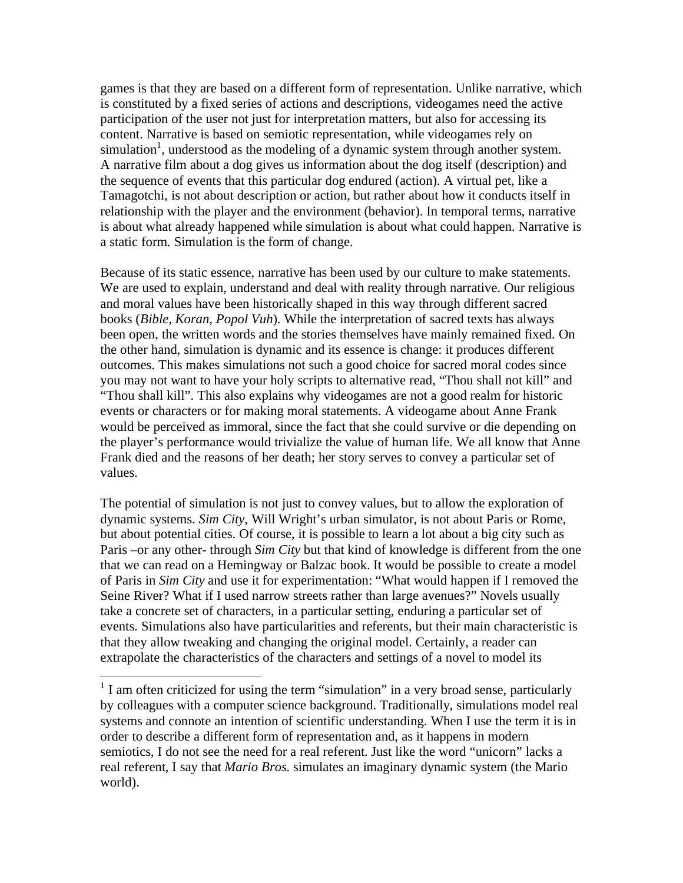games is that they are based on a different form of representation. Unlike narrative, which is constituted by a fixed series of actions and descriptions, videogames need the active participation of the user not just for interpretation matters, but also for accessing its content. Narrative is based on semiotic representation, while videogames rely on simulation[1], understood as the modeling of a dynamic system through another system. A narrative film about a dog gives us information about the dog itself (description) and the sequence of events that this particular dog endured (action). A virtual pet, like a Tamagotchi, is not about description or action, but rather about how it conducts itself in relationship with the player and the environment (behavior). In temporal terms, narrative is about what already happened while simulation is about what could happen. Narrative is a static form. Simulation is the form of change.

Because of its static essence, narrative has been used by our culture to make statements. We are used to explain, understand and deal with reality through narrative. Our religious and moral values have been historically shaped in this way through different sacred books (*Bible*, *Koran*, *Popol Vuh*). While the interpretation of sacred texts has always been open, the written words and the stories themselves have mainly remained fixed. On the other hand, simulation is dynamic and its essence is change: it produces different outcomes. This makes simulations not such a good choice for sacred moral codes since you may not want to have your holy scripts to alternative read, "Thou shall not kill" and "Thou shall kill". This also explains why videogames are not a good realm for historic events or characters or for making moral statements. A videogame about Anne Frank would be perceived as immoral, since the fact that she could survive or die depending on the player's performance would trivialize the value of human life. We all know that Anne Frank died and the reasons of her death; her story serves to convey a particular set of values.

The potential of simulation is not just to convey values, but to allow the exploration of dynamic systems. *Sim City*, Will Wright's urban simulator, is not about Paris or Rome, but about potential cities. Of course, it is possible to learn a lot about a big city such as Paris –or any other- through *Sim City* but that kind of knowledge is different from the one that we can read on a Hemingway or Balzac book. It would be possible to create a model of Paris in *Sim City* and use it for experimentation: "What would happen if I removed the Seine River? What if I used narrow streets rather than large avenues?" Novels usually take a concrete set of characters, in a particular setting, enduring a particular set of events. Simulations also have particularities and referents, but their main characteristic is that they allow tweaking and changing the original model. Certainly, a reader can extrapolate the characteristics of the characters and settings of a novel to model its

---

[1] I am often criticized for using the term "simulation" in a very broad sense, particularly by colleagues with a computer science background. Traditionally, simulations model real systems and connote an intention of scientific understanding. When I use the term it is in order to describe a different form of representation and, as it happens in modern semiotics, I do not see the need for a real referent. Just like the word "unicorn" lacks a real referent, I say that *Mario Bros.* simulates an imaginary dynamic system (the Mario world).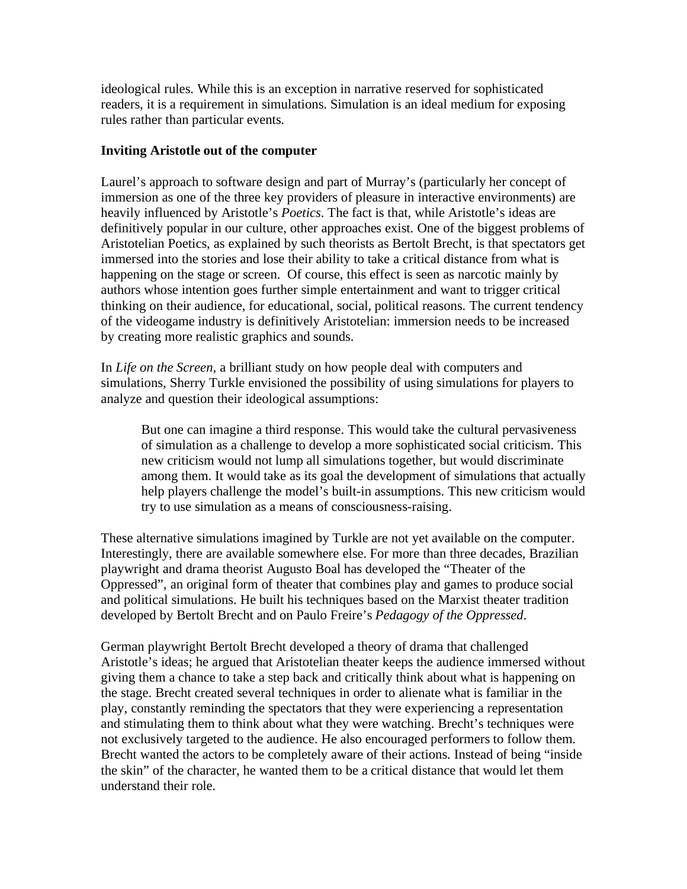ideological rules. While this is an exception in narrative reserved for sophisticated readers, it is a requirement in simulations. Simulation is an ideal medium for exposing rules rather than particular events.

**Inviting Aristotle out of the computer**

Laurel's approach to software design and part of Murray's (particularly her concept of immersion as one of the three key providers of pleasure in interactive environments) are heavily influenced by Aristotle's *Poetics*. The fact is that, while Aristotle's ideas are definitively popular in our culture, other approaches exist. One of the biggest problems of Aristotelian Poetics, as explained by such theorists as Bertolt Brecht, is that spectators get immersed into the stories and lose their ability to take a critical distance from what is happening on the stage or screen. Of course, this effect is seen as narcotic mainly by authors whose intention goes further simple entertainment and want to trigger critical thinking on their audience, for educational, social, political reasons. The current tendency of the videogame industry is definitively Aristotelian: immersion needs to be increased by creating more realistic graphics and sounds.

In *Life on the Screen*, a brilliant study on how people deal with computers and simulations, Sherry Turkle envisioned the possibility of using simulations for players to analyze and question their ideological assumptions:

> But one can imagine a third response. This would take the cultural pervasiveness of simulation as a challenge to develop a more sophisticated social criticism. This new criticism would not lump all simulations together, but would discriminate among them. It would take as its goal the development of simulations that actually help players challenge the model's built-in assumptions. This new criticism would try to use simulation as a means of consciousness-raising.

These alternative simulations imagined by Turkle are not yet available on the computer. Interestingly, there are available somewhere else. For more than three decades, Brazilian playwright and drama theorist Augusto Boal has developed the "Theater of the Oppressed", an original form of theater that combines play and games to produce social and political simulations. He built his techniques based on the Marxist theater tradition developed by Bertolt Brecht and on Paulo Freire's *Pedagogy of the Oppressed*.

German playwright Bertolt Brecht developed a theory of drama that challenged Aristotle's ideas; he argued that Aristotelian theater keeps the audience immersed without giving them a chance to take a step back and critically think about what is happening on the stage. Brecht created several techniques in order to alienate what is familiar in the play, constantly reminding the spectators that they were experiencing a representation and stimulating them to think about what they were watching. Brecht's techniques were not exclusively targeted to the audience. He also encouraged performers to follow them. Brecht wanted the actors to be completely aware of their actions. Instead of being "inside the skin" of the character, he wanted them to be a critical distance that would let them understand their role.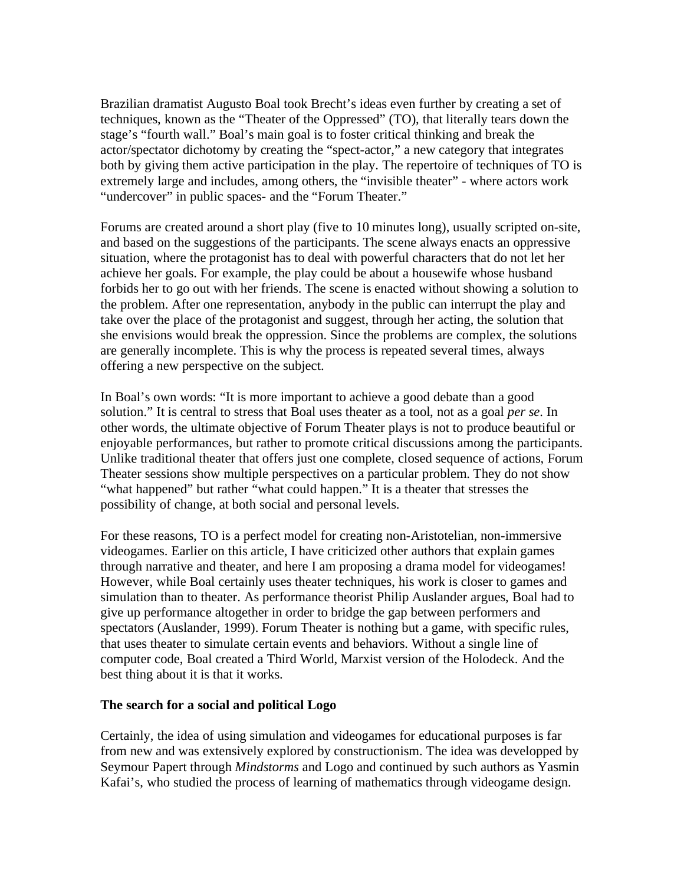Brazilian dramatist Augusto Boal took Brecht's ideas even further by creating a set of techniques, known as the "Theater of the Oppressed" (TO), that literally tears down the stage's "fourth wall." Boal's main goal is to foster critical thinking and break the actor/spectator dichotomy by creating the "spect-actor," a new category that integrates both by giving them active participation in the play. The repertoire of techniques of TO is extremely large and includes, among others, the "invisible theater" - where actors work "undercover" in public spaces- and the "Forum Theater."

Forums are created around a short play (five to 10 minutes long), usually scripted on-site, and based on the suggestions of the participants. The scene always enacts an oppressive situation, where the protagonist has to deal with powerful characters that do not let her achieve her goals. For example, the play could be about a housewife whose husband forbids her to go out with her friends. The scene is enacted without showing a solution to the problem. After one representation, anybody in the public can interrupt the play and take over the place of the protagonist and suggest, through her acting, the solution that she envisions would break the oppression. Since the problems are complex, the solutions are generally incomplete. This is why the process is repeated several times, always offering a new perspective on the subject.

In Boal's own words: "It is more important to achieve a good debate than a good solution." It is central to stress that Boal uses theater as a tool, not as a goal *per se*. In other words, the ultimate objective of Forum Theater plays is not to produce beautiful or enjoyable performances, but rather to promote critical discussions among the participants. Unlike traditional theater that offers just one complete, closed sequence of actions, Forum Theater sessions show multiple perspectives on a particular problem. They do not show "what happened" but rather "what could happen." It is a theater that stresses the possibility of change, at both social and personal levels.

For these reasons, TO is a perfect model for creating non-Aristotelian, non-immersive videogames. Earlier on this article, I have criticized other authors that explain games through narrative and theater, and here I am proposing a drama model for videogames! However, while Boal certainly uses theater techniques, his work is closer to games and simulation than to theater. As performance theorist Philip Auslander argues, Boal had to give up performance altogether in order to bridge the gap between performers and spectators (Auslander, 1999). Forum Theater is nothing but a game, with specific rules, that uses theater to simulate certain events and behaviors. Without a single line of computer code, Boal created a Third World, Marxist version of the Holodeck. And the best thing about it is that it works.

**The search for a social and political Logo**

Certainly, the idea of using simulation and videogames for educational purposes is far from new and was extensively explored by constructionism. The idea was developped by Seymour Papert through *Mindstorms* and Logo and continued by such authors as Yasmin Kafai's, who studied the process of learning of mathematics through videogame design.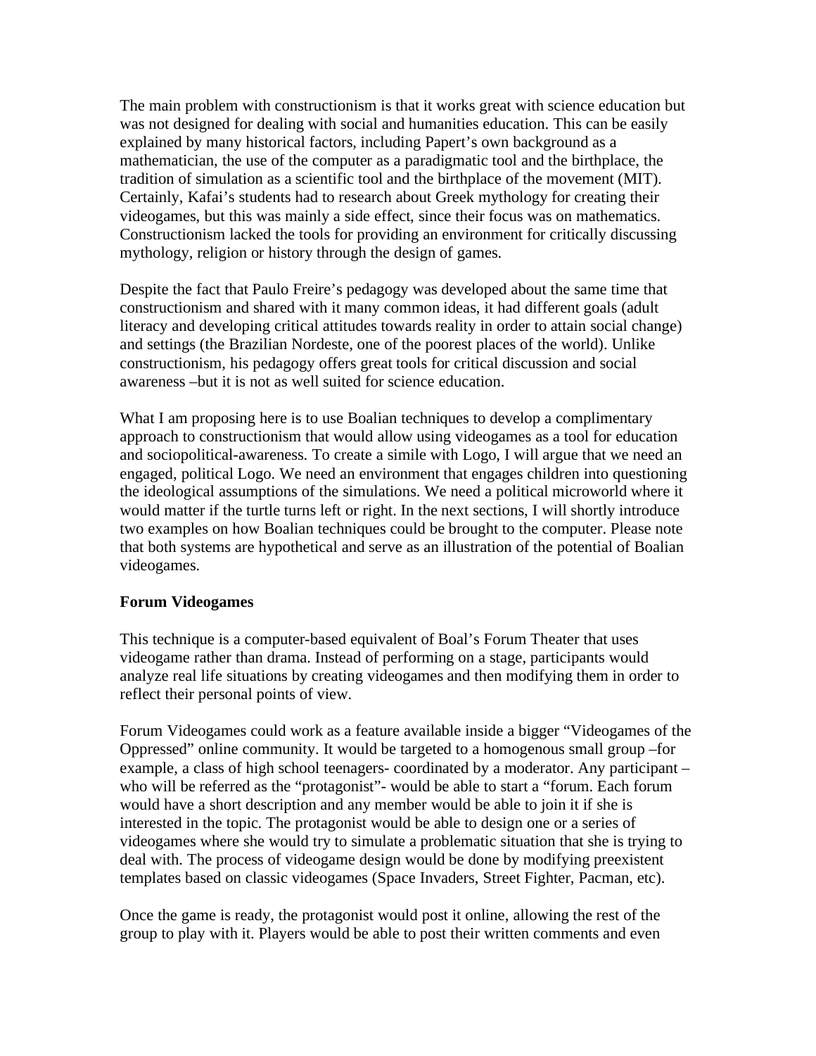The main problem with constructionism is that it works great with science education but was not designed for dealing with social and humanities education. This can be easily explained by many historical factors, including Papert's own background as a mathematician, the use of the computer as a paradigmatic tool and the birthplace, the tradition of simulation as a scientific tool and the birthplace of the movement (MIT). Certainly, Kafai's students had to research about Greek mythology for creating their videogames, but this was mainly a side effect, since their focus was on mathematics. Constructionism lacked the tools for providing an environment for critically discussing mythology, religion or history through the design of games.

Despite the fact that Paulo Freire's pedagogy was developed about the same time that constructionism and shared with it many common ideas, it had different goals (adult literacy and developing critical attitudes towards reality in order to attain social change) and settings (the Brazilian Nordeste, one of the poorest places of the world). Unlike constructionism, his pedagogy offers great tools for critical discussion and social awareness –but it is not as well suited for science education.

What I am proposing here is to use Boalian techniques to develop a complimentary approach to constructionism that would allow using videogames as a tool for education and sociopolitical-awareness. To create a simile with Logo, I will argue that we need an engaged, political Logo. We need an environment that engages children into questioning the ideological assumptions of the simulations. We need a political microworld where it would matter if the turtle turns left or right. In the next sections, I will shortly introduce two examples on how Boalian techniques could be brought to the computer. Please note that both systems are hypothetical and serve as an illustration of the potential of Boalian videogames.

**Forum Videogames**

This technique is a computer-based equivalent of Boal's Forum Theater that uses videogame rather than drama. Instead of performing on a stage, participants would analyze real life situations by creating videogames and then modifying them in order to reflect their personal points of view.

Forum Videogames could work as a feature available inside a bigger "Videogames of the Oppressed" online community. It would be targeted to a homogenous small group –for example, a class of high school teenagers- coordinated by a moderator. Any participant – who will be referred as the "protagonist"- would be able to start a "forum. Each forum would have a short description and any member would be able to join it if she is interested in the topic. The protagonist would be able to design one or a series of videogames where she would try to simulate a problematic situation that she is trying to deal with. The process of videogame design would be done by modifying preexistent templates based on classic videogames (Space Invaders, Street Fighter, Pacman, etc).

Once the game is ready, the protagonist would post it online, allowing the rest of the group to play with it. Players would be able to post their written comments and even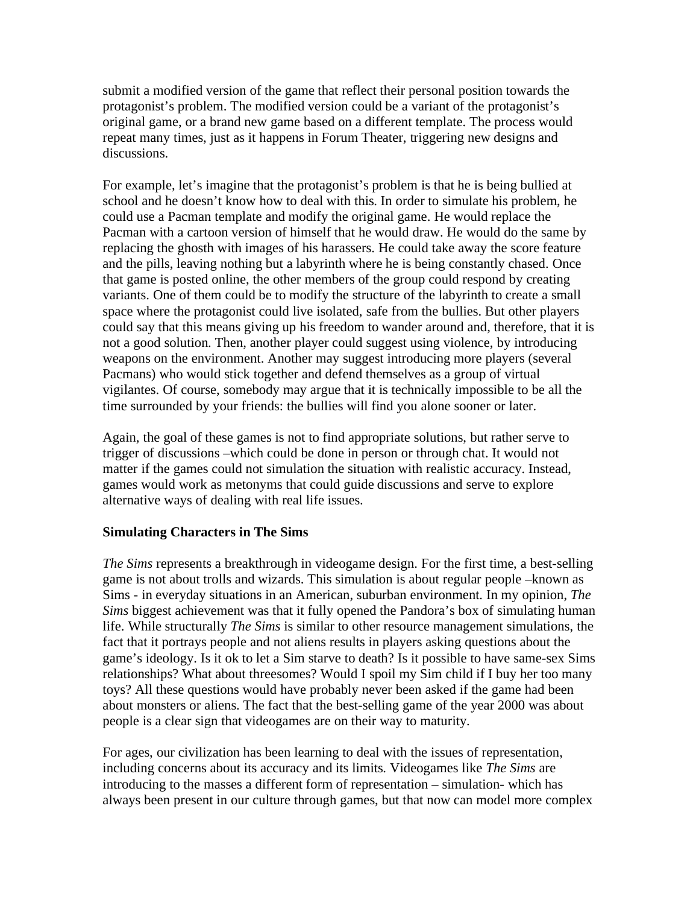submit a modified version of the game that reflect their personal position towards the protagonist's problem. The modified version could be a variant of the protagonist's original game, or a brand new game based on a different template. The process would repeat many times, just as it happens in Forum Theater, triggering new designs and discussions.

For example, let's imagine that the protagonist's problem is that he is being bullied at school and he doesn't know how to deal with this. In order to simulate his problem, he could use a Pacman template and modify the original game. He would replace the Pacman with a cartoon version of himself that he would draw. He would do the same by replacing the ghosth with images of his harassers. He could take away the score feature and the pills, leaving nothing but a labyrinth where he is being constantly chased. Once that game is posted online, the other members of the group could respond by creating variants. One of them could be to modify the structure of the labyrinth to create a small space where the protagonist could live isolated, safe from the bullies. But other players could say that this means giving up his freedom to wander around and, therefore, that it is not a good solution. Then, another player could suggest using violence, by introducing weapons on the environment. Another may suggest introducing more players (several Pacmans) who would stick together and defend themselves as a group of virtual vigilantes. Of course, somebody may argue that it is technically impossible to be all the time surrounded by your friends: the bullies will find you alone sooner or later.

Again, the goal of these games is not to find appropriate solutions, but rather serve to trigger of discussions –which could be done in person or through chat. It would not matter if the games could not simulation the situation with realistic accuracy. Instead, games would work as metonyms that could guide discussions and serve to explore alternative ways of dealing with real life issues.

### Simulating Characters in The Sims

*The Sims* represents a breakthrough in videogame design. For the first time, a best-selling game is not about trolls and wizards. This simulation is about regular people –known as Sims - in everyday situations in an American, suburban environment. In my opinion, *The Sims* biggest achievement was that it fully opened the Pandora's box of simulating human life. While structurally *The Sims* is similar to other resource management simulations, the fact that it portrays people and not aliens results in players asking questions about the game's ideology. Is it ok to let a Sim starve to death? Is it possible to have same-sex Sims relationships? What about threesomes? Would I spoil my Sim child if I buy her too many toys? All these questions would have probably never been asked if the game had been about monsters or aliens. The fact that the best-selling game of the year 2000 was about people is a clear sign that videogames are on their way to maturity.

For ages, our civilization has been learning to deal with the issues of representation, including concerns about its accuracy and its limits. Videogames like *The Sims* are introducing to the masses a different form of representation – simulation- which has always been present in our culture through games, but that now can model more complex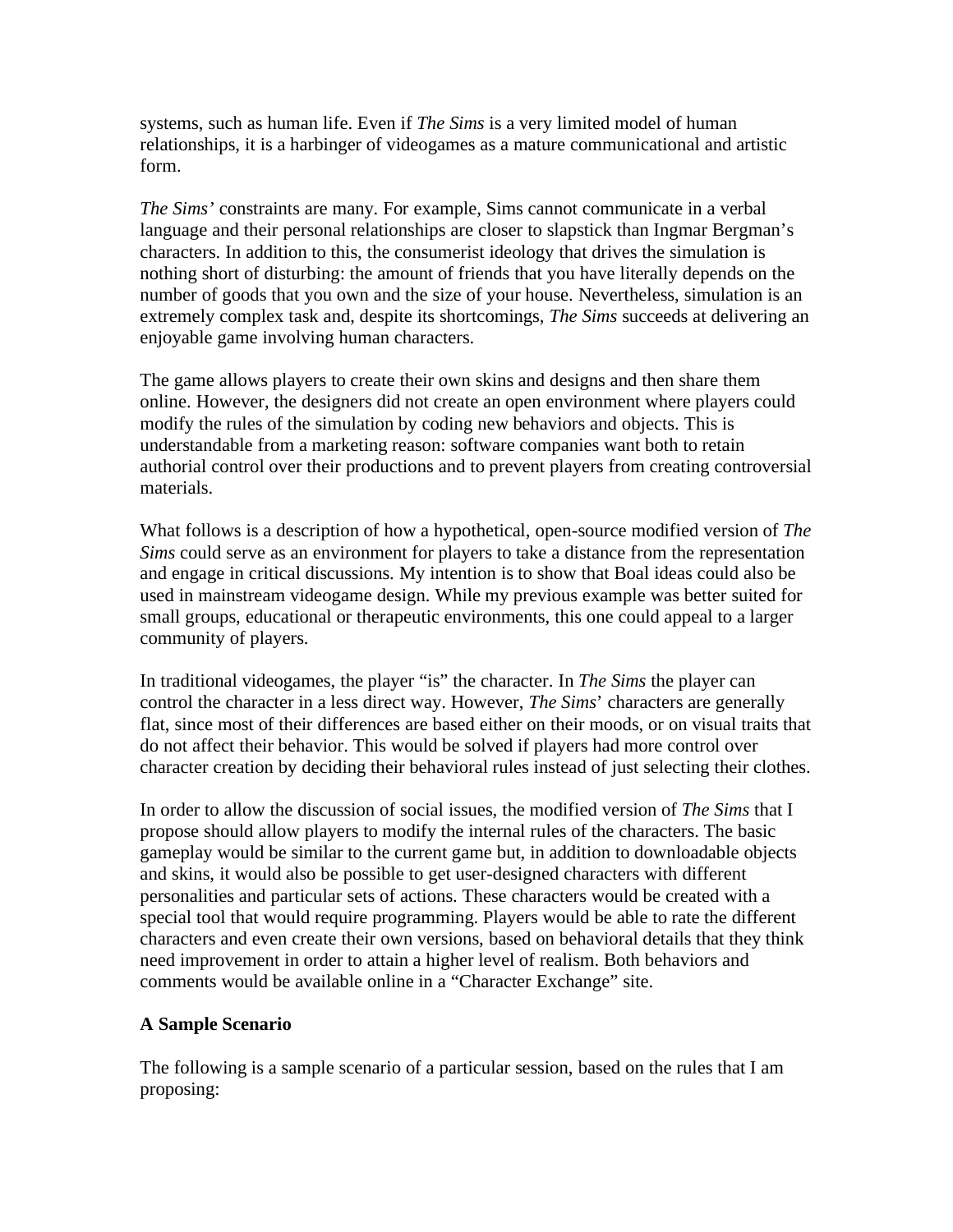systems, such as human life. Even if *The Sims* is a very limited model of human relationships, it is a harbinger of videogames as a mature communicational and artistic form.

*The Sims'* constraints are many. For example, Sims cannot communicate in a verbal language and their personal relationships are closer to slapstick than Ingmar Bergman's characters. In addition to this, the consumerist ideology that drives the simulation is nothing short of disturbing: the amount of friends that you have literally depends on the number of goods that you own and the size of your house. Nevertheless, simulation is an extremely complex task and, despite its shortcomings, *The Sims* succeeds at delivering an enjoyable game involving human characters.

The game allows players to create their own skins and designs and then share them online. However, the designers did not create an open environment where players could modify the rules of the simulation by coding new behaviors and objects. This is understandable from a marketing reason: software companies want both to retain authorial control over their productions and to prevent players from creating controversial materials.

What follows is a description of how a hypothetical, open-source modified version of *The Sims* could serve as an environment for players to take a distance from the representation and engage in critical discussions. My intention is to show that Boal ideas could also be used in mainstream videogame design. While my previous example was better suited for small groups, educational or therapeutic environments, this one could appeal to a larger community of players.

In traditional videogames, the player "is" the character. In *The Sims* the player can control the character in a less direct way. However, *The Sims*' characters are generally flat, since most of their differences are based either on their moods, or on visual traits that do not affect their behavior. This would be solved if players had more control over character creation by deciding their behavioral rules instead of just selecting their clothes.

In order to allow the discussion of social issues, the modified version of *The Sims* that I propose should allow players to modify the internal rules of the characters. The basic gameplay would be similar to the current game but, in addition to downloadable objects and skins, it would also be possible to get user-designed characters with different personalities and particular sets of actions. These characters would be created with a special tool that would require programming. Players would be able to rate the different characters and even create their own versions, based on behavioral details that they think need improvement in order to attain a higher level of realism. Both behaviors and comments would be available online in a "Character Exchange" site.

**A Sample Scenario**

The following is a sample scenario of a particular session, based on the rules that I am proposing: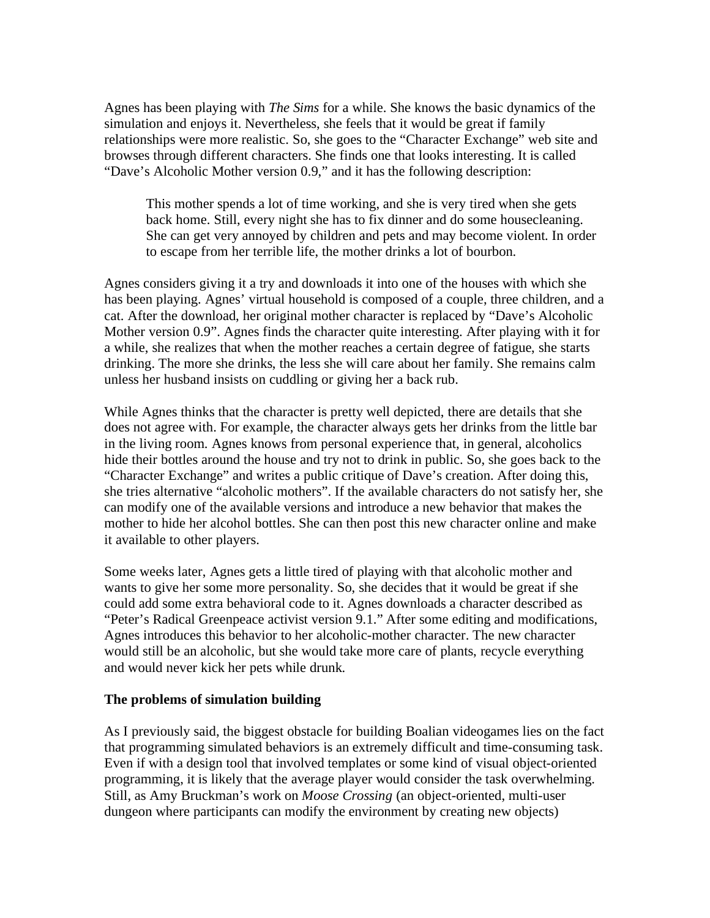Agnes has been playing with *The Sims* for a while. She knows the basic dynamics of the simulation and enjoys it. Nevertheless, she feels that it would be great if family relationships were more realistic. So, she goes to the "Character Exchange" web site and browses through different characters. She finds one that looks interesting. It is called "Dave's Alcoholic Mother version 0.9," and it has the following description:

> This mother spends a lot of time working, and she is very tired when she gets back home. Still, every night she has to fix dinner and do some housecleaning. She can get very annoyed by children and pets and may become violent. In order to escape from her terrible life, the mother drinks a lot of bourbon.

Agnes considers giving it a try and downloads it into one of the houses with which she has been playing. Agnes' virtual household is composed of a couple, three children, and a cat. After the download, her original mother character is replaced by "Dave's Alcoholic Mother version 0.9". Agnes finds the character quite interesting. After playing with it for a while, she realizes that when the mother reaches a certain degree of fatigue, she starts drinking. The more she drinks, the less she will care about her family. She remains calm unless her husband insists on cuddling or giving her a back rub.

While Agnes thinks that the character is pretty well depicted, there are details that she does not agree with. For example, the character always gets her drinks from the little bar in the living room. Agnes knows from personal experience that, in general, alcoholics hide their bottles around the house and try not to drink in public. So, she goes back to the "Character Exchange" and writes a public critique of Dave's creation. After doing this, she tries alternative "alcoholic mothers". If the available characters do not satisfy her, she can modify one of the available versions and introduce a new behavior that makes the mother to hide her alcohol bottles. She can then post this new character online and make it available to other players.

Some weeks later, Agnes gets a little tired of playing with that alcoholic mother and wants to give her some more personality. So, she decides that it would be great if she could add some extra behavioral code to it. Agnes downloads a character described as "Peter's Radical Greenpeace activist version 9.1." After some editing and modifications, Agnes introduces this behavior to her alcoholic-mother character. The new character would still be an alcoholic, but she would take more care of plants, recycle everything and would never kick her pets while drunk.

**The problems of simulation building**

As I previously said, the biggest obstacle for building Boalian videogames lies on the fact that programming simulated behaviors is an extremely difficult and time-consuming task. Even if with a design tool that involved templates or some kind of visual object-oriented programming, it is likely that the average player would consider the task overwhelming. Still, as Amy Bruckman's work on *Moose Crossing* (an object-oriented, multi-user dungeon where participants can modify the environment by creating new objects)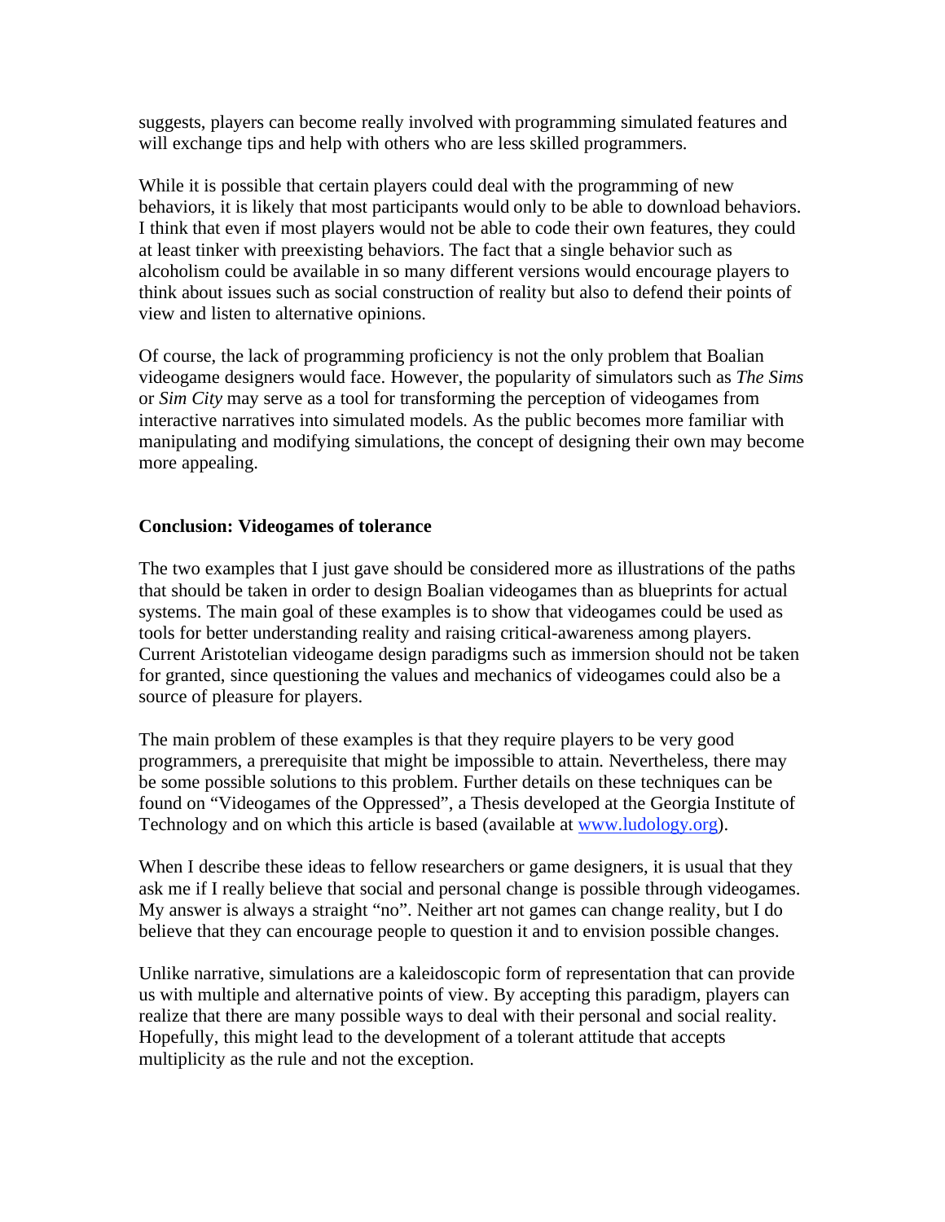suggests, players can become really involved with programming simulated features and will exchange tips and help with others who are less skilled programmers.

While it is possible that certain players could deal with the programming of new behaviors, it is likely that most participants would only to be able to download behaviors. I think that even if most players would not be able to code their own features, they could at least tinker with preexisting behaviors. The fact that a single behavior such as alcoholism could be available in so many different versions would encourage players to think about issues such as social construction of reality but also to defend their points of view and listen to alternative opinions.

Of course, the lack of programming proficiency is not the only problem that Boalian videogame designers would face. However, the popularity of simulators such as *The Sims* or *Sim City* may serve as a tool for transforming the perception of videogames from interactive narratives into simulated models. As the public becomes more familiar with manipulating and modifying simulations, the concept of designing their own may become more appealing.

## Conclusion: Videogames of tolerance

The two examples that I just gave should be considered more as illustrations of the paths that should be taken in order to design Boalian videogames than as blueprints for actual systems. The main goal of these examples is to show that videogames could be used as tools for better understanding reality and raising critical-awareness among players. Current Aristotelian videogame design paradigms such as immersion should not be taken for granted, since questioning the values and mechanics of videogames could also be a source of pleasure for players.

The main problem of these examples is that they require players to be very good programmers, a prerequisite that might be impossible to attain. Nevertheless, there may be some possible solutions to this problem. Further details on these techniques can be found on "Videogames of the Oppressed", a Thesis developed at the Georgia Institute of Technology and on which this article is based (available at [www.ludology.org](http://www.ludology.org)).

When I describe these ideas to fellow researchers or game designers, it is usual that they ask me if I really believe that social and personal change is possible through videogames. My answer is always a straight "no". Neither art not games can change reality, but I do believe that they can encourage people to question it and to envision possible changes.

Unlike narrative, simulations are a kaleidoscopic form of representation that can provide us with multiple and alternative points of view. By accepting this paradigm, players can realize that there are many possible ways to deal with their personal and social reality. Hopefully, this might lead to the development of a tolerant attitude that accepts multiplicity as the rule and not the exception.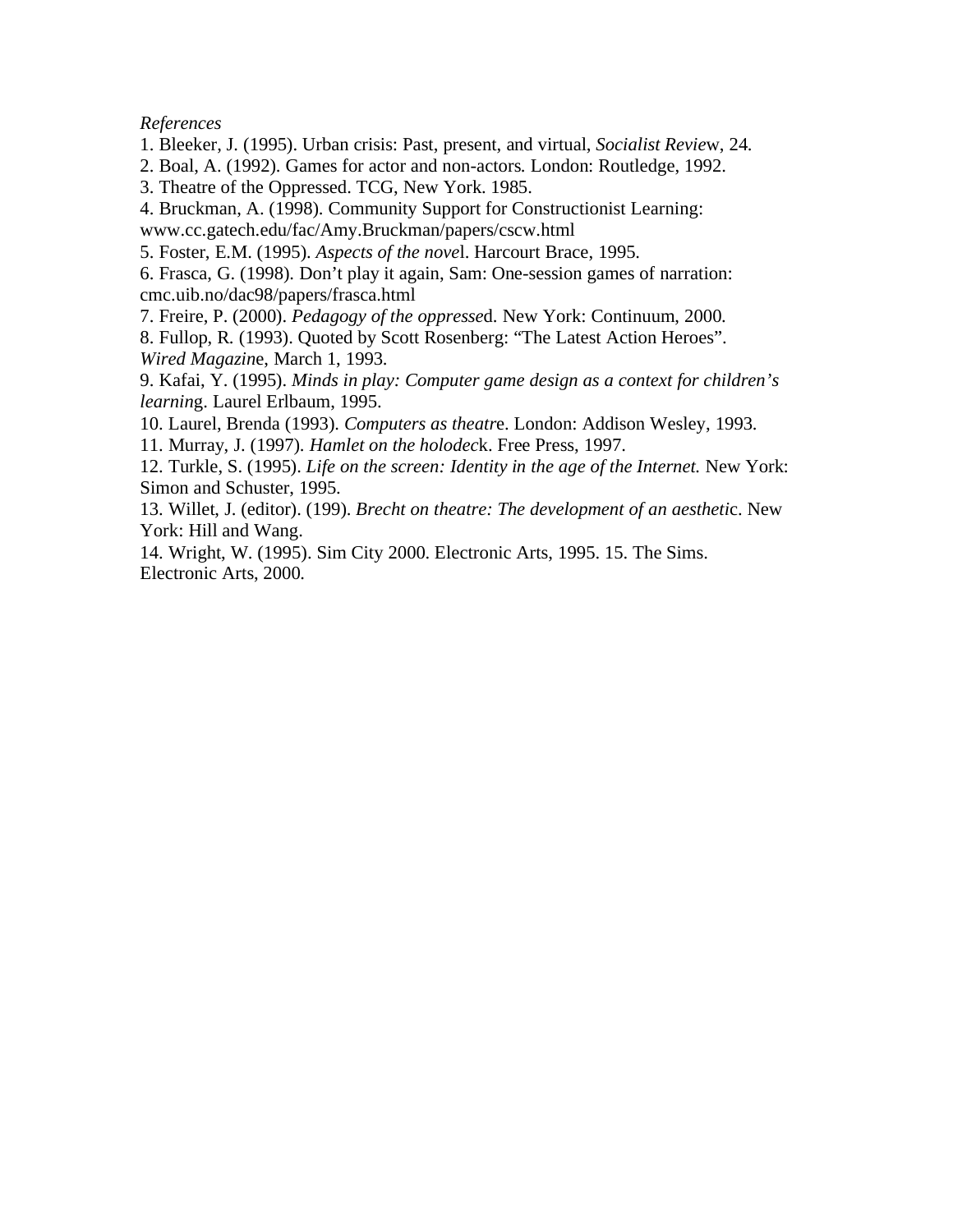*References*

1. Bleeker, J. (1995). Urban crisis: Past, present, and virtual, *Socialist Review*, 24.
2. Boal, A. (1992). Games for actor and non-actors. London: Routledge, 1992.
3. Theatre of the Oppressed. TCG, New York. 1985.
4. Bruckman, A. (1998). Community Support for Constructionist Learning: www.cc.gatech.edu/fac/Amy.Bruckman/papers/cscw.html
5. Foster, E.M. (1995). *Aspects of the novel*. Harcourt Brace, 1995.
6. Frasca, G. (1998). Don't play it again, Sam: One-session games of narration: cmc.uib.no/dac98/papers/frasca.html
7. Freire, P. (2000). *Pedagogy of the oppressed*. New York: Continuum, 2000.
8. Fullop, R. (1993). Quoted by Scott Rosenberg: "The Latest Action Heroes". *Wired Magazine*, March 1, 1993.
9. Kafai, Y. (1995). *Minds in play: Computer game design as a context for children's learning*. Laurel Erlbaum, 1995.
10. Laurel, Brenda (1993). *Computers as theatre*. London: Addison Wesley, 1993.
11. Murray, J. (1997). *Hamlet on the holodeck*. Free Press, 1997.
12. Turkle, S. (1995). *Life on the screen: Identity in the age of the Internet.* New York: Simon and Schuster, 1995.
13. Willet, J. (editor). (199). *Brecht on theatre: The development of an aesthetic*. New York: Hill and Wang.
14. Wright, W. (1995). Sim City 2000. Electronic Arts, 1995. 15. The Sims. Electronic Arts, 2000.